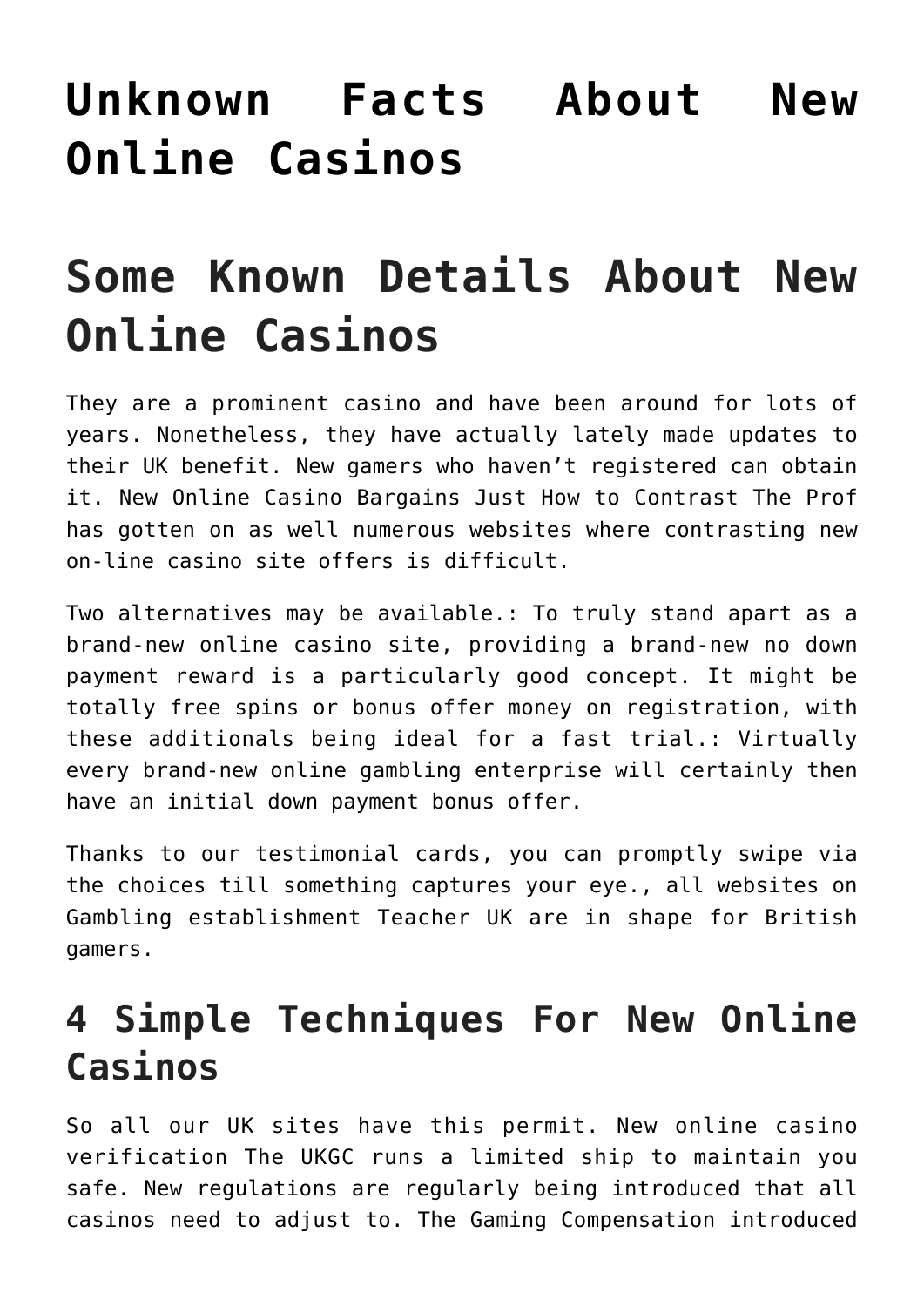# Unknown Facts About New Online Casinos

## Some Known Details About New Online Casinos

They are a prominent casino and have been around for lots of years. Nonetheless, they have actually lately made updates to their UK benefit. New gamers who haven't registered can obtain it. New Online Casino Bargains Just How to Contrast The Prof has gotten on as well numerous websites where contrasting new on-line casino site offers is difficult.

Two alternatives may be available.: To truly stand apart as a brand-new online casino site, providing a brand-new no down payment reward is a particularly good concept. It might be totally free spins or bonus offer money on registration, with these additionals being ideal for a fast trial.: Virtually every brand-new online gambling enterprise will certainly then have an initial down payment bonus offer.

Thanks to our testimonial cards, you can promptly swipe via the choices till something captures your eye., all websites on Gambling establishment Teacher UK are in shape for British gamers.

### 4 Simple Techniques For New Online Casinos

So all our UK sites have this permit. New online casino verification The UKGC runs a limited ship to maintain you safe. New regulations are regularly being introduced that all casinos need to adjust to. The Gaming Compensation introduced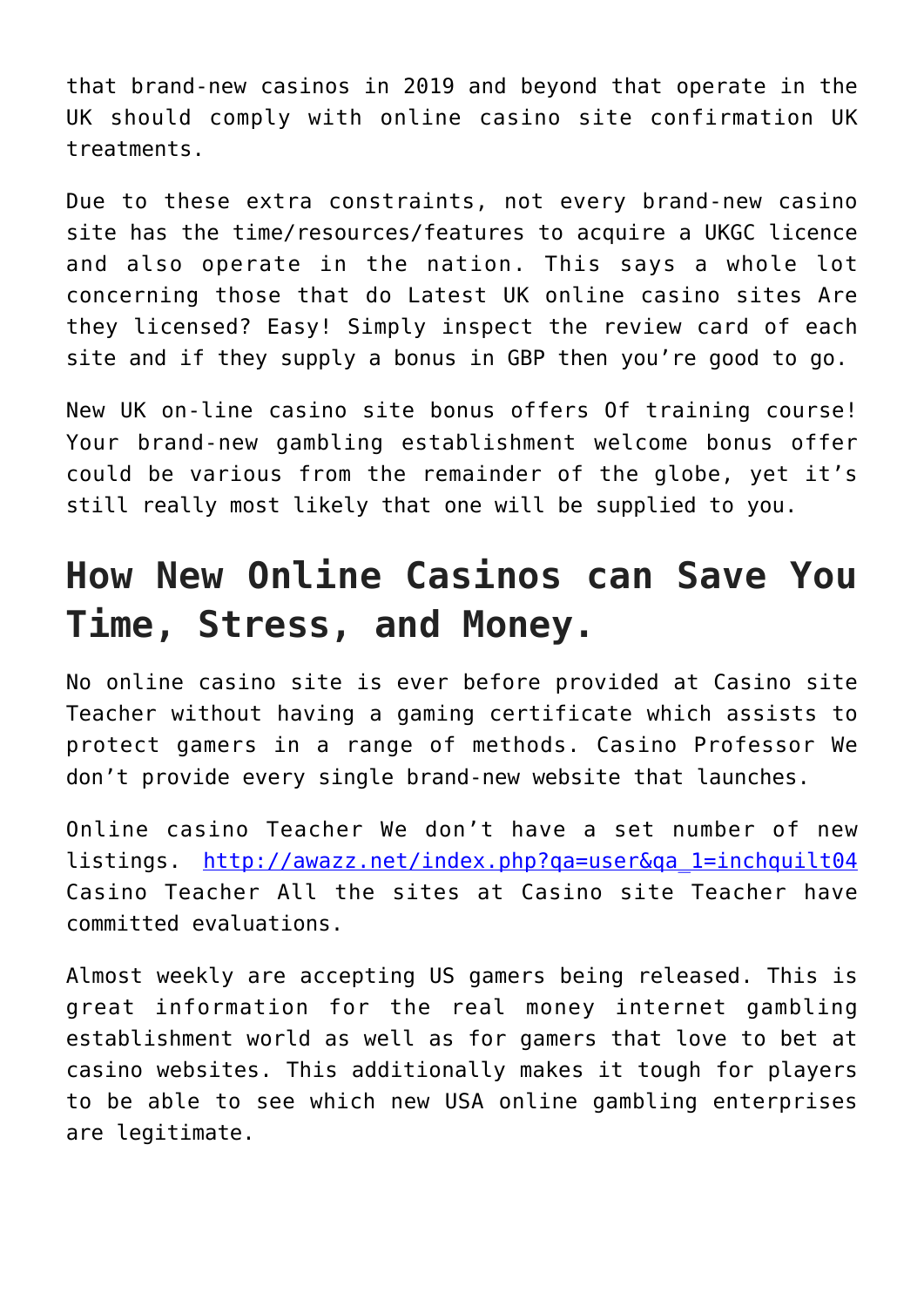that brand-new casinos in 2019 and beyond that operate in the UK should comply with online casino site confirmation UK treatments.

Due to these extra constraints, not every brand-new casino site has the time/resources/features to acquire a UKGC licence and also operate in the nation. This says a whole lot concerning those that do Latest UK online casino sites Are they licensed? Easy! Simply inspect the review card of each site and if they supply a bonus in GBP then you're good to go.

New UK on-line casino site bonus offers Of training course! Your brand-new gambling establishment welcome bonus offer could be various from the remainder of the globe, yet it's still really most likely that one will be supplied to you.

## How New Online Casinos can Save You Time, Stress, and Money.

No online casino site is ever before provided at Casino site Teacher without having a gaming certificate which assists to protect gamers in a range of methods. Casino Professor We don't provide every single brand-new website that launches.

Online casino Teacher We don't have a set number of new listings. [http://awazz.net/index.php?qa=user&qa_1=inchquilt04](http://awazz.net/index.php?qa=user&qa_1=inchquilt04) Casino Teacher All the sites at Casino site Teacher have committed evaluations.

Almost weekly are accepting US gamers being released. This is great information for the real money internet gambling establishment world as well as for gamers that love to bet at casino websites. This additionally makes it tough for players to be able to see which new USA online gambling enterprises are legitimate.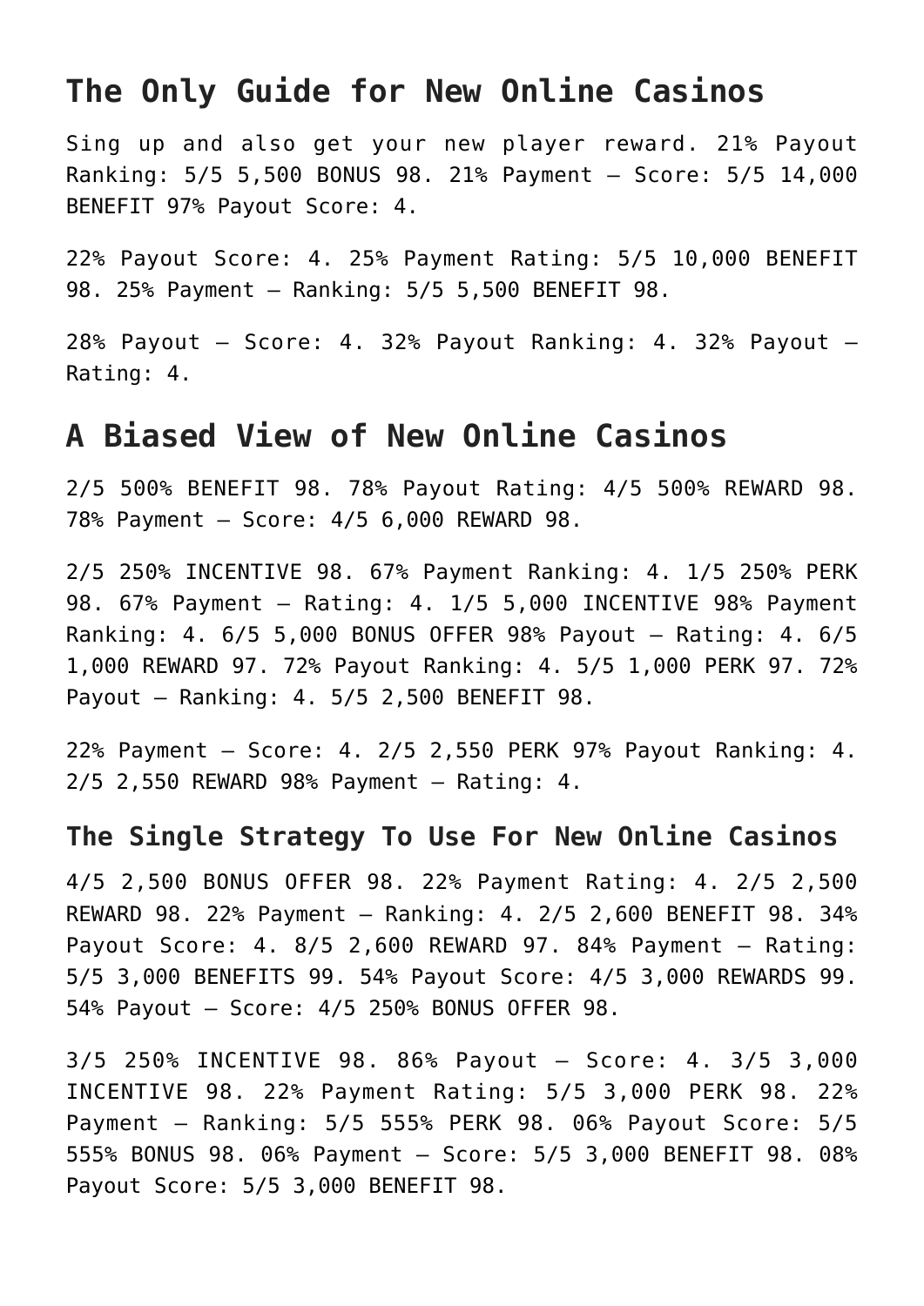## The Only Guide for New Online Casinos

Sing up and also get your new player reward. 21% Payout Ranking: 5/5 5,500 BONUS 98. 21% Payment – Score: 5/5 14,000 BENEFIT 97% Payout Score: 4.

22% Payout Score: 4. 25% Payment Rating: 5/5 10,000 BENEFIT 98. 25% Payment – Ranking: 5/5 5,500 BENEFIT 98.

28% Payout – Score: 4. 32% Payout Ranking: 4. 32% Payout – Rating: 4.

## A Biased View of New Online Casinos

2/5 500% BENEFIT 98. 78% Payout Rating: 4/5 500% REWARD 98. 78% Payment – Score: 4/5 6,000 REWARD 98.

2/5 250% INCENTIVE 98. 67% Payment Ranking: 4. 1/5 250% PERK 98. 67% Payment – Rating: 4. 1/5 5,000 INCENTIVE 98% Payment Ranking: 4. 6/5 5,000 BONUS OFFER 98% Payout – Rating: 4. 6/5 1,000 REWARD 97. 72% Payout Ranking: 4. 5/5 1,000 PERK 97. 72% Payout – Ranking: 4. 5/5 2,500 BENEFIT 98.

22% Payment – Score: 4. 2/5 2,550 PERK 97% Payout Ranking: 4. 2/5 2,550 REWARD 98% Payment – Rating: 4.

### The Single Strategy To Use For New Online Casinos

4/5 2,500 BONUS OFFER 98. 22% Payment Rating: 4. 2/5 2,500 REWARD 98. 22% Payment – Ranking: 4. 2/5 2,600 BENEFIT 98. 34% Payout Score: 4. 8/5 2,600 REWARD 97. 84% Payment – Rating: 5/5 3,000 BENEFITS 99. 54% Payout Score: 4/5 3,000 REWARDS 99. 54% Payout – Score: 4/5 250% BONUS OFFER 98.

3/5 250% INCENTIVE 98. 86% Payout – Score: 4. 3/5 3,000 INCENTIVE 98. 22% Payment Rating: 5/5 3,000 PERK 98. 22% Payment – Ranking: 5/5 555% PERK 98. 06% Payout Score: 5/5 555% BONUS 98. 06% Payment – Score: 5/5 3,000 BENEFIT 98. 08% Payout Score: 5/5 3,000 BENEFIT 98.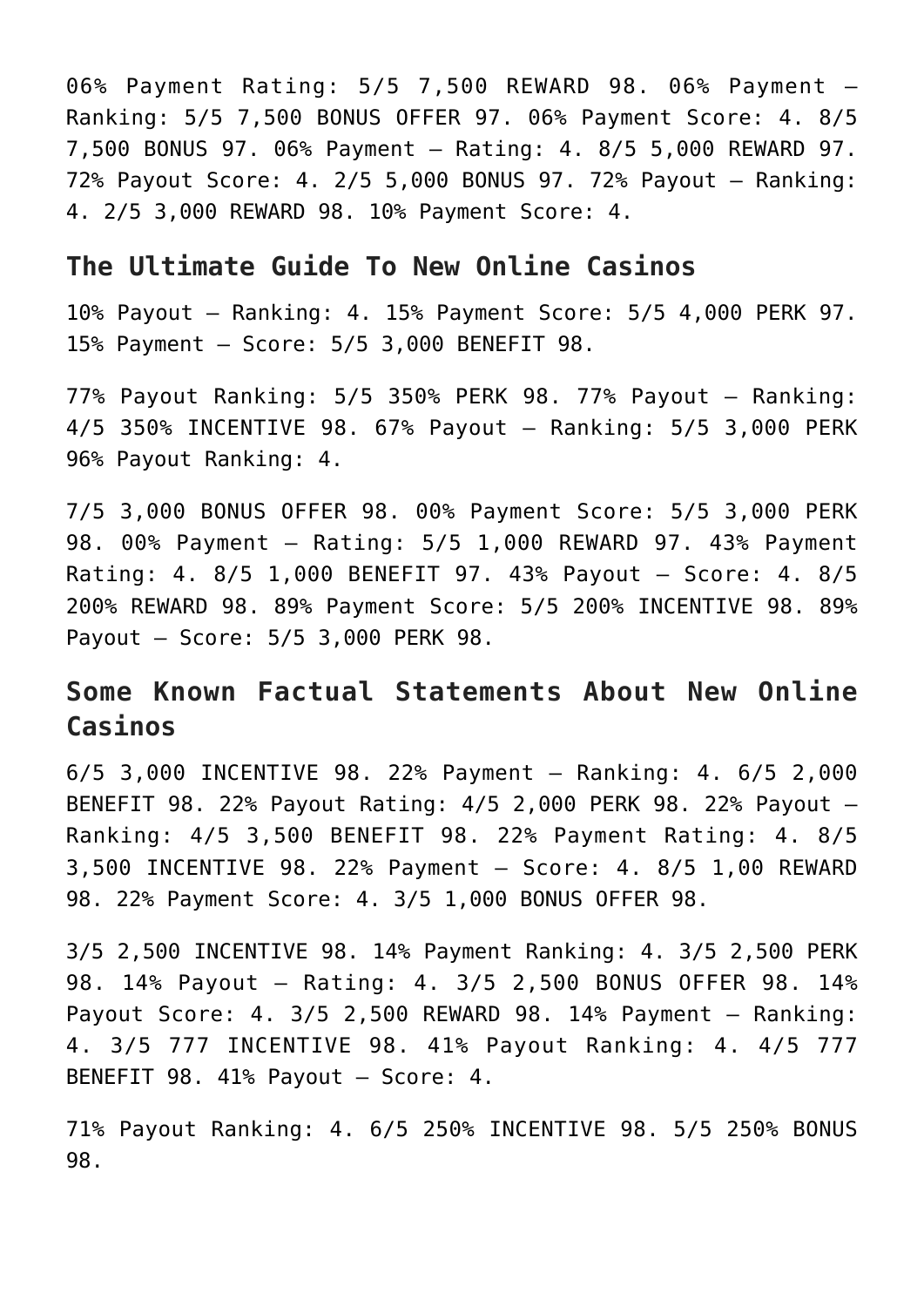06% Payment Rating: 5/5 7,500 REWARD 98. 06% Payment – Ranking: 5/5 7,500 BONUS OFFER 97. 06% Payment Score: 4. 8/5 7,500 BONUS 97. 06% Payment – Rating: 4. 8/5 5,000 REWARD 97. 72% Payout Score: 4. 2/5 5,000 BONUS 97. 72% Payout – Ranking: 4. 2/5 3,000 REWARD 98. 10% Payment Score: 4.

## The Ultimate Guide To New Online Casinos

10% Payout – Ranking: 4. 15% Payment Score: 5/5 4,000 PERK 97. 15% Payment – Score: 5/5 3,000 BENEFIT 98.

77% Payout Ranking: 5/5 350% PERK 98. 77% Payout – Ranking: 4/5 350% INCENTIVE 98. 67% Payout – Ranking: 5/5 3,000 PERK 96% Payout Ranking: 4.

7/5 3,000 BONUS OFFER 98. 00% Payment Score: 5/5 3,000 PERK 98. 00% Payment – Rating: 5/5 1,000 REWARD 97. 43% Payment Rating: 4. 8/5 1,000 BENEFIT 97. 43% Payout – Score: 4. 8/5 200% REWARD 98. 89% Payment Score: 5/5 200% INCENTIVE 98. 89% Payout – Score: 5/5 3,000 PERK 98.

## Some Known Factual Statements About New Online Casinos

6/5 3,000 INCENTIVE 98. 22% Payment – Ranking: 4. 6/5 2,000 BENEFIT 98. 22% Payout Rating: 4/5 2,000 PERK 98. 22% Payout – Ranking: 4/5 3,500 BENEFIT 98. 22% Payment Rating: 4. 8/5 3,500 INCENTIVE 98. 22% Payment – Score: 4. 8/5 1,00 REWARD 98. 22% Payment Score: 4. 3/5 1,000 BONUS OFFER 98.

3/5 2,500 INCENTIVE 98. 14% Payment Ranking: 4. 3/5 2,500 PERK 98. 14% Payout – Rating: 4. 3/5 2,500 BONUS OFFER 98. 14% Payout Score: 4. 3/5 2,500 REWARD 98. 14% Payment – Ranking: 4. 3/5 777 INCENTIVE 98. 41% Payout Ranking: 4. 4/5 777 BENEFIT 98. 41% Payout – Score: 4.

71% Payout Ranking: 4. 6/5 250% INCENTIVE 98. 5/5 250% BONUS 98.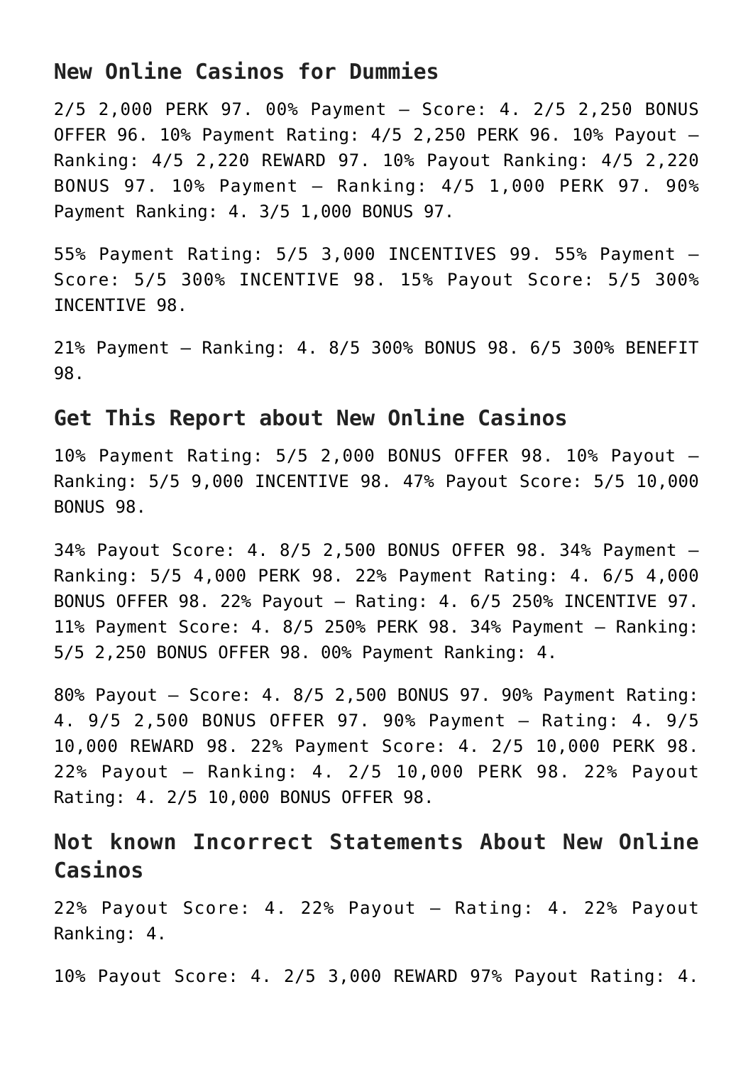## New Online Casinos for Dummies

2/5 2,000 PERK 97. 00% Payment – Score: 4. 2/5 2,250 BONUS OFFER 96. 10% Payment Rating: 4/5 2,250 PERK 96. 10% Payout – Ranking: 4/5 2,220 REWARD 97. 10% Payout Ranking: 4/5 2,220 BONUS 97. 10% Payment – Ranking: 4/5 1,000 PERK 97. 90% Payment Ranking: 4. 3/5 1,000 BONUS 97.

55% Payment Rating: 5/5 3,000 INCENTIVES 99. 55% Payment – Score: 5/5 300% INCENTIVE 98. 15% Payout Score: 5/5 300% INCENTIVE 98.

21% Payment – Ranking: 4. 8/5 300% BONUS 98. 6/5 300% BENEFIT 98.

## Get This Report about New Online Casinos

10% Payment Rating: 5/5 2,000 BONUS OFFER 98. 10% Payout – Ranking: 5/5 9,000 INCENTIVE 98. 47% Payout Score: 5/5 10,000 BONUS 98.

34% Payout Score: 4. 8/5 2,500 BONUS OFFER 98. 34% Payment – Ranking: 5/5 4,000 PERK 98. 22% Payment Rating: 4. 6/5 4,000 BONUS OFFER 98. 22% Payout – Rating: 4. 6/5 250% INCENTIVE 97. 11% Payment Score: 4. 8/5 250% PERK 98. 34% Payment – Ranking: 5/5 2,250 BONUS OFFER 98. 00% Payment Ranking: 4.

80% Payout – Score: 4. 8/5 2,500 BONUS 97. 90% Payment Rating: 4. 9/5 2,500 BONUS OFFER 97. 90% Payment – Rating: 4. 9/5 10,000 REWARD 98. 22% Payment Score: 4. 2/5 10,000 PERK 98. 22% Payout – Ranking: 4. 2/5 10,000 PERK 98. 22% Payout Rating: 4. 2/5 10,000 BONUS OFFER 98.

## Not known Incorrect Statements About New Online Casinos

22% Payout Score: 4. 22% Payout – Rating: 4. 22% Payout Ranking: 4.

10% Payout Score: 4. 2/5 3,000 REWARD 97% Payout Rating: 4.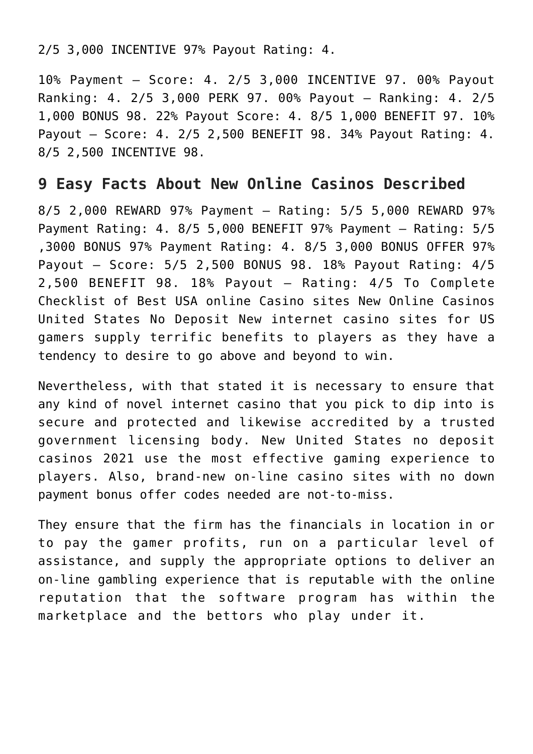2/5 3,000 INCENTIVE 97% Payout Rating: 4.

10% Payment – Score: 4. 2/5 3,000 INCENTIVE 97. 00% Payout Ranking: 4. 2/5 3,000 PERK 97. 00% Payout – Ranking: 4. 2/5 1,000 BONUS 98. 22% Payout Score: 4. 8/5 1,000 BENEFIT 97. 10% Payout – Score: 4. 2/5 2,500 BENEFIT 98. 34% Payout Rating: 4. 8/5 2,500 INCENTIVE 98.

## 9 Easy Facts About New Online Casinos Described

8/5 2,000 REWARD 97% Payment – Rating: 5/5 5,000 REWARD 97% Payment Rating: 4. 8/5 5,000 BENEFIT 97% Payment – Rating: 5/5 ,3000 BONUS 97% Payment Rating: 4. 8/5 3,000 BONUS OFFER 97% Payout – Score: 5/5 2,500 BONUS 98. 18% Payout Rating: 4/5 2,500 BENEFIT 98. 18% Payout – Rating: 4/5 To Complete Checklist of Best USA online Casino sites New Online Casinos United States No Deposit New internet casino sites for US gamers supply terrific benefits to players as they have a tendency to desire to go above and beyond to win.

Nevertheless, with that stated it is necessary to ensure that any kind of novel internet casino that you pick to dip into is secure and protected and likewise accredited by a trusted government licensing body. New United States no deposit casinos 2021 use the most effective gaming experience to players. Also, brand-new on-line casino sites with no down payment bonus offer codes needed are not-to-miss.

They ensure that the firm has the financials in location in or to pay the gamer profits, run on a particular level of assistance, and supply the appropriate options to deliver an on-line gambling experience that is reputable with the online reputation that the software program has within the marketplace and the bettors who play under it.